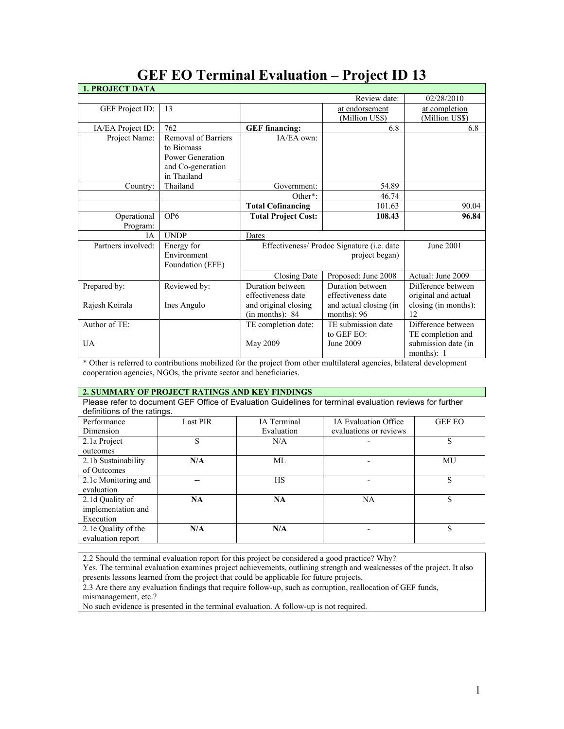# GEF EO Terminal Evaluation – Project ID 13

## 1. PROJECT DATA

| | | | | |
|---|---|---|---|---|
| | | | Review date: | 02/28/2010 |
| GEF Project ID: | 13 | | at endorsement (Million US$) | at completion (Million US$) |
| IA/EA Project ID: | 762 | **GEF financing:** | 6.8 | 6.8 |
| Project Name: | Removal of Barriers to Biomass Power Generation and Co-generation in Thailand | IA/EA own: | | |
| Country: | Thailand | Government: | 54.89 | |
| | | Other*: | 46.74 | |
| | | **Total Cofinancing** | 101.63 | 90.04 |
| Operational Program: | OP6 | **Total Project Cost:** | **108.43** | **96.84** |
| IA | UNDP | Dates | | |
| Partners involved: | Energy for Environment Foundation (EFE) | Effectiveness/ Prodoc Signature (i.e. date project began) | | June 2001 |
| | | Closing Date | Proposed: June 2008 | Actual: June 2009 |
| Prepared by: Rajesh Koirala | Reviewed by: Ines Angulo | Duration between effectiveness date and original closing (in months): 84 | Duration between effectiveness date and actual closing (in months): 96 | Difference between original and actual closing (in months): 12 |
| Author of TE: UA | | TE completion date: May 2009 | TE submission date to GEF EO: June 2009 | Difference between TE completion and submission date (in months): 1 |

\* Other is referred to contributions mobilized for the project from other multilateral agencies, bilateral development cooperation agencies, NGOs, the private sector and beneficiaries.

## 2. SUMMARY OF PROJECT RATINGS AND KEY FINDINGS

Please refer to document GEF Office of Evaluation Guidelines for terminal evaluation reviews for further definitions of the ratings.

| Performance Dimension | Last PIR | IA Terminal Evaluation | IA Evaluation Office evaluations or reviews | GEF EO |
|---|---|---|---|---|
| 2.1a Project outcomes | S | N/A | - | S |
| 2.1b Sustainability of Outcomes | **N/A** | ML | - | MU |
| 2.1c Monitoring and evaluation | **--** | HS | - | S |
| 2.1d Quality of implementation and Execution | **NA** | **NA** | NA | S |
| 2.1e Quality of the evaluation report | **N/A** | **N/A** | - | S |

2.2 Should the terminal evaluation report for this project be considered a good practice? Why?
Yes. The terminal evaluation examines project achievements, outlining strength and weaknesses of the project. It also presents lessons learned from the project that could be applicable for future projects.

2.3 Are there any evaluation findings that require follow-up, such as corruption, reallocation of GEF funds, mismanagement, etc.?
No such evidence is presented in the terminal evaluation. A follow-up is not required.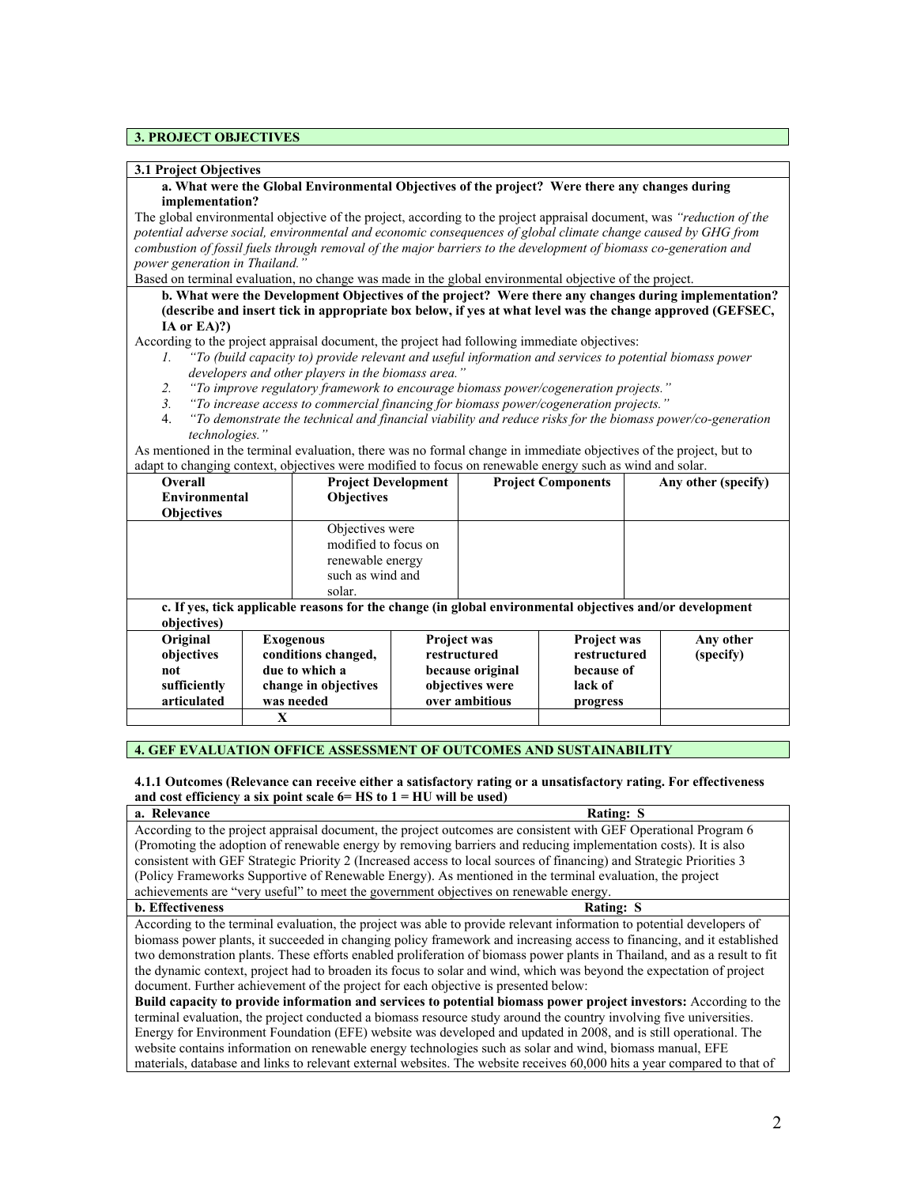## 3. PROJECT OBJECTIVES

### 3.1 Project Objectives

**a. What were the Global Environmental Objectives of the project? Were there any changes during implementation?**

The global environmental objective of the project, according to the project appraisal document, was *"reduction of the potential adverse social, environmental and economic consequences of global climate change caused by GHG from combustion of fossil fuels through removal of the major barriers to the development of biomass co-generation and power generation in Thailand."*

Based on terminal evaluation, no change was made in the global environmental objective of the project.

**b. What were the Development Objectives of the project? Were there any changes during implementation? (describe and insert tick in appropriate box below, if yes at what level was the change approved (GEFSEC, IA or EA)?)**

According to the project appraisal document, the project had following immediate objectives:

1. *"To (build capacity to) provide relevant and useful information and services to potential biomass power developers and other players in the biomass area."*
2. *"To improve regulatory framework to encourage biomass power/cogeneration projects."*
3. *"To increase access to commercial financing for biomass power/cogeneration projects."*
4. *"To demonstrate the technical and financial viability and reduce risks for the biomass power/co-generation technologies."*

As mentioned in the terminal evaluation, there was no formal change in immediate objectives of the project, but to adapt to changing context, objectives were modified to focus on renewable energy such as wind and solar.

| Overall Environmental Objectives | Project Development Objectives | Project Components | Any other (specify) |
|---|---|---|---|
| | Objectives were modified to focus on renewable energy such as wind and solar. | | |

**c. If yes, tick applicable reasons for the change (in global environmental objectives and/or development objectives)**

| Original objectives not sufficiently articulated | Exogenous conditions changed, due to which a change in objectives was needed | Project was restructured because original objectives were over ambitious | Project was restructured because of lack of progress | Any other (specify) |
|---|---|---|---|---|
| | X | | | |

## 4. GEF EVALUATION OFFICE ASSESSMENT OF OUTCOMES AND SUSTAINABILITY

**4.1.1 Outcomes (Relevance can receive either a satisfactory rating or a unsatisfactory rating. For effectiveness and cost efficiency a six point scale 6= HS to 1 = HU will be used)**

**a. Relevance** **Rating: S**

According to the project appraisal document, the project outcomes are consistent with GEF Operational Program 6 (Promoting the adoption of renewable energy by removing barriers and reducing implementation costs). It is also consistent with GEF Strategic Priority 2 (Increased access to local sources of financing) and Strategic Priorities 3 (Policy Frameworks Supportive of Renewable Energy). As mentioned in the terminal evaluation, the project achievements are "very useful" to meet the government objectives on renewable energy.

**b. Effectiveness** **Rating: S**

According to the terminal evaluation, the project was able to provide relevant information to potential developers of biomass power plants, it succeeded in changing policy framework and increasing access to financing, and it established two demonstration plants. These efforts enabled proliferation of biomass power plants in Thailand, and as a result to fit the dynamic context, project had to broaden its focus to solar and wind, which was beyond the expectation of project document. Further achievement of the project for each objective is presented below:

**Build capacity to provide information and services to potential biomass power project investors:** According to the terminal evaluation, the project conducted a biomass resource study around the country involving five universities. Energy for Environment Foundation (EFE) website was developed and updated in 2008, and is still operational. The website contains information on renewable energy technologies such as solar and wind, biomass manual, EFE materials, database and links to relevant external websites. The website receives 60,000 hits a year compared to that of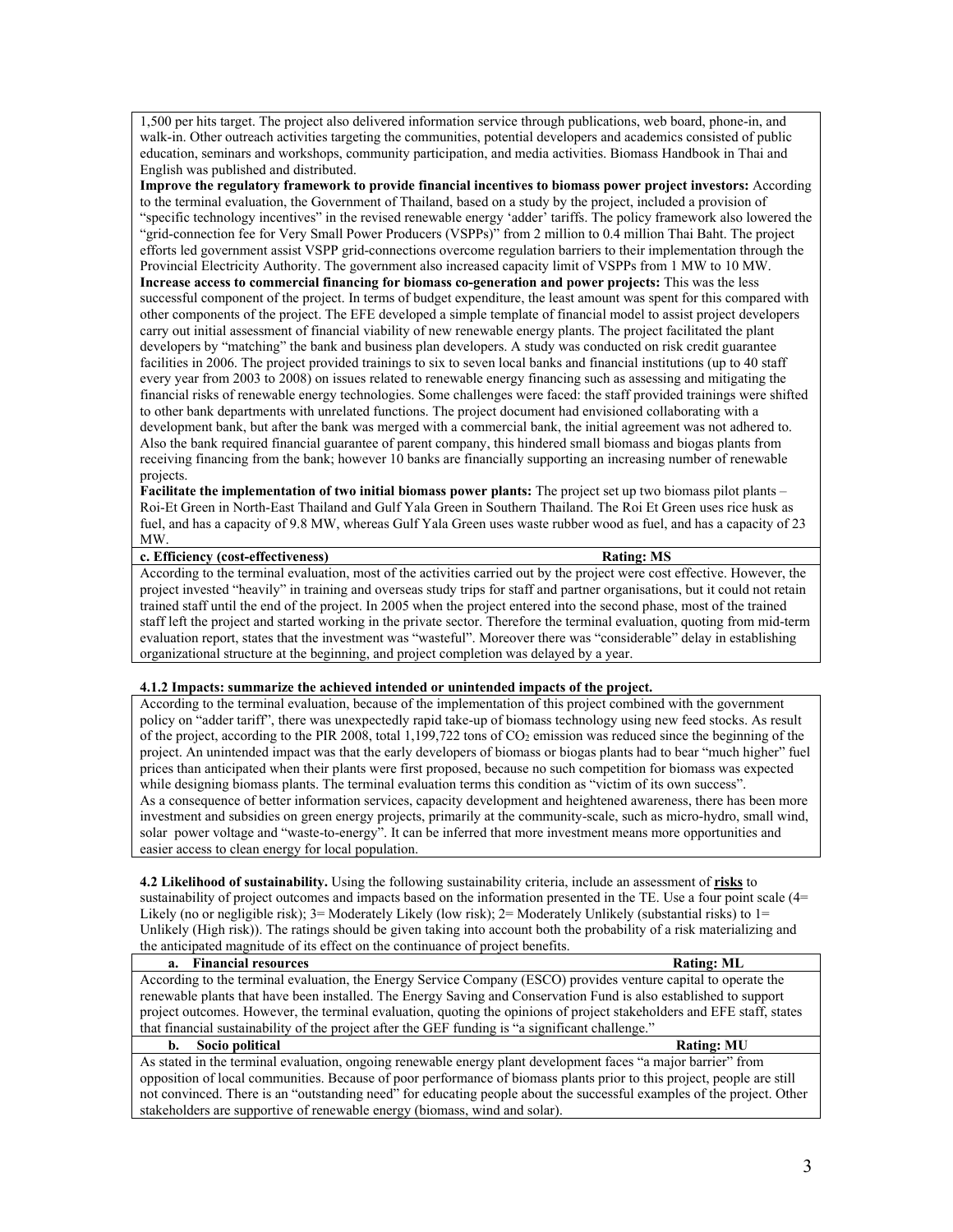1,500 per hits target. The project also delivered information service through publications, web board, phone-in, and walk-in. Other outreach activities targeting the communities, potential developers and academics consisted of public education, seminars and workshops, community participation, and media activities. Biomass Handbook in Thai and English was published and distributed.

**Improve the regulatory framework to provide financial incentives to biomass power project investors:** According to the terminal evaluation, the Government of Thailand, based on a study by the project, included a provision of "specific technology incentives" in the revised renewable energy 'adder' tariffs. The policy framework also lowered the "grid-connection fee for Very Small Power Producers (VSPPs)" from 2 million to 0.4 million Thai Baht. The project efforts led government assist VSPP grid-connections overcome regulation barriers to their implementation through the Provincial Electricity Authority. The government also increased capacity limit of VSPPs from 1 MW to 10 MW.

**Increase access to commercial financing for biomass co-generation and power projects:** This was the less successful component of the project. In terms of budget expenditure, the least amount was spent for this compared with other components of the project. The EFE developed a simple template of financial model to assist project developers carry out initial assessment of financial viability of new renewable energy plants. The project facilitated the plant developers by "matching" the bank and business plan developers. A study was conducted on risk credit guarantee facilities in 2006. The project provided trainings to six to seven local banks and financial institutions (up to 40 staff every year from 2003 to 2008) on issues related to renewable energy financing such as assessing and mitigating the financial risks of renewable energy technologies. Some challenges were faced: the staff provided trainings were shifted to other bank departments with unrelated functions. The project document had envisioned collaborating with a development bank, but after the bank was merged with a commercial bank, the initial agreement was not adhered to. Also the bank required financial guarantee of parent company, this hindered small biomass and biogas plants from receiving financing from the bank; however 10 banks are financially supporting an increasing number of renewable projects.

**Facilitate the implementation of two initial biomass power plants:** The project set up two biomass pilot plants – Roi-Et Green in North-East Thailand and Gulf Yala Green in Southern Thailand. The Roi Et Green uses rice husk as fuel, and has a capacity of 9.8 MW, whereas Gulf Yala Green uses waste rubber wood as fuel, and has a capacity of 23 MW.

**c. Efficiency (cost-effectiveness)** **Rating: MS**

According to the terminal evaluation, most of the activities carried out by the project were cost effective. However, the project invested "heavily" in training and overseas study trips for staff and partner organisations, but it could not retain trained staff until the end of the project. In 2005 when the project entered into the second phase, most of the trained staff left the project and started working in the private sector. Therefore the terminal evaluation, quoting from mid-term evaluation report, states that the investment was "wasteful". Moreover there was "considerable" delay in establishing organizational structure at the beginning, and project completion was delayed by a year.

**4.1.2 Impacts: summarize the achieved intended or unintended impacts of the project.**

According to the terminal evaluation, because of the implementation of this project combined with the government policy on "adder tariff", there was unexpectedly rapid take-up of biomass technology using new feed stocks. As result of the project, according to the PIR 2008, total 1,199,722 tons of $CO_2$ emission was reduced since the beginning of the project. An unintended impact was that the early developers of biomass or biogas plants had to bear "much higher" fuel prices than anticipated when their plants were first proposed, because no such competition for biomass was expected while designing biomass plants. The terminal evaluation terms this condition as "victim of its own success".

As a consequence of better information services, capacity development and heightened awareness, there has been more investment and subsidies on green energy projects, primarily at the community-scale, such as micro-hydro, small wind, solar power voltage and "waste-to-energy". It can be inferred that more investment means more opportunities and easier access to clean energy for local population.

**4.2 Likelihood of sustainability.** Using the following sustainability criteria, include an assessment of **risks** to sustainability of project outcomes and impacts based on the information presented in the TE. Use a four point scale (4= Likely (no or negligible risk); 3= Moderately Likely (low risk); 2= Moderately Unlikely (substantial risks) to 1= Unlikely (High risk)). The ratings should be given taking into account both the probability of a risk materializing and the anticipated magnitude of its effect on the continuance of project benefits.

**a. Financial resources** **Rating: ML**

According to the terminal evaluation, the Energy Service Company (ESCO) provides venture capital to operate the renewable plants that have been installed. The Energy Saving and Conservation Fund is also established to support project outcomes. However, the terminal evaluation, quoting the opinions of project stakeholders and EFE staff, states that financial sustainability of the project after the GEF funding is "a significant challenge."

**b. Socio political** **Rating: MU**

As stated in the terminal evaluation, ongoing renewable energy plant development faces "a major barrier" from opposition of local communities. Because of poor performance of biomass plants prior to this project, people are still not convinced. There is an "outstanding need" for educating people about the successful examples of the project. Other stakeholders are supportive of renewable energy (biomass, wind and solar).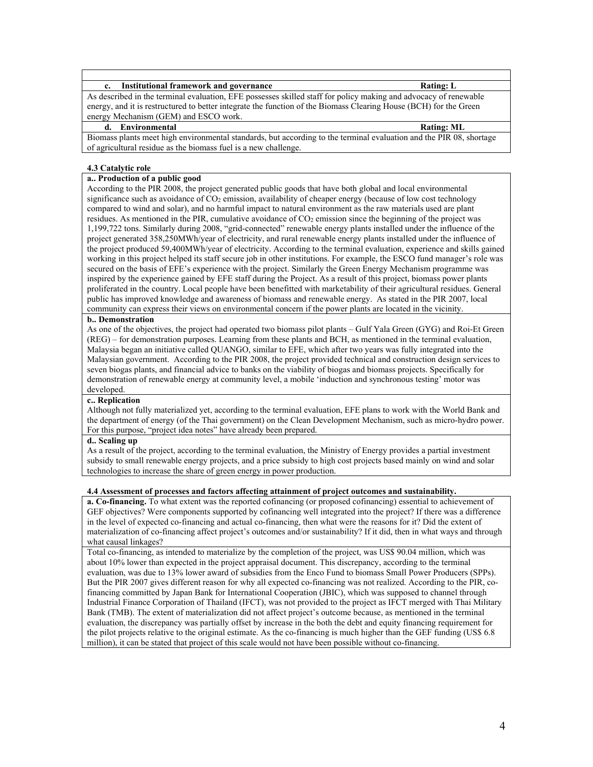**c. Institutional framework and governance** **Rating: L**

As described in the terminal evaluation, EFE possesses skilled staff for policy making and advocacy of renewable energy, and it is restructured to better integrate the function of the Biomass Clearing House (BCH) for the Green energy Mechanism (GEM) and ESCO work.

**d. Environmental** **Rating: ML**

Biomass plants meet high environmental standards, but according to the terminal evaluation and the PIR 08, shortage of agricultural residue as the biomass fuel is a new challenge.

**4.3 Catalytic role**

**a.. Production of a public good**

According to the PIR 2008, the project generated public goods that have both global and local environmental significance such as avoidance of $CO_2$ emission, availability of cheaper energy (because of low cost technology compared to wind and solar), and no harmful impact to natural environment as the raw materials used are plant residues. As mentioned in the PIR, cumulative avoidance of $CO_2$ emission since the beginning of the project was 1,199,722 tons. Similarly during 2008, "grid-connected" renewable energy plants installed under the influence of the project generated 358,250MWh/year of electricity, and rural renewable energy plants installed under the influence of the project produced 59,400MWh/year of electricity. According to the terminal evaluation, experience and skills gained working in this project helped its staff secure job in other institutions. For example, the ESCO fund manager's role was secured on the basis of EFE's experience with the project. Similarly the Green Energy Mechanism programme was inspired by the experience gained by EFE staff during the Project. As a result of this project, biomass power plants proliferated in the country. Local people have been benefitted with marketability of their agricultural residues. General public has improved knowledge and awareness of biomass and renewable energy. As stated in the PIR 2007, local community can express their views on environmental concern if the power plants are located in the vicinity.

**b.. Demonstration**

As one of the objectives, the project had operated two biomass pilot plants – Gulf Yala Green (GYG) and Roi-Et Green (REG) – for demonstration purposes. Learning from these plants and BCH, as mentioned in the terminal evaluation, Malaysia began an initiative called QUANGO, similar to EFE, which after two years was fully integrated into the Malaysian government. According to the PIR 2008, the project provided technical and construction design services to seven biogas plants, and financial advice to banks on the viability of biogas and biomass projects. Specifically for demonstration of renewable energy at community level, a mobile 'induction and synchronous testing' motor was developed.

**c.. Replication**

Although not fully materialized yet, according to the terminal evaluation, EFE plans to work with the World Bank and the department of energy (of the Thai government) on the Clean Development Mechanism, such as micro-hydro power. For this purpose, "project idea notes" have already been prepared.

**d.. Scaling up**

As a result of the project, according to the terminal evaluation, the Ministry of Energy provides a partial investment subsidy to small renewable energy projects, and a price subsidy to high cost projects based mainly on wind and solar technologies to increase the share of green energy in power production.

**4.4 Assessment of processes and factors affecting attainment of project outcomes and sustainability.**

**a. Co-financing.** To what extent was the reported cofinancing (or proposed cofinancing) essential to achievement of GEF objectives? Were components supported by cofinancing well integrated into the project? If there was a difference in the level of expected co-financing and actual co-financing, then what were the reasons for it? Did the extent of materialization of co-financing affect project's outcomes and/or sustainability? If it did, then in what ways and through what causal linkages?

Total co-financing, as intended to materialize by the completion of the project, was US$ 90.04 million, which was about 10% lower than expected in the project appraisal document. This discrepancy, according to the terminal evaluation, was due to 13% lower award of subsidies from the Enco Fund to biomass Small Power Producers (SPPs). But the PIR 2007 gives different reason for why all expected co-financing was not realized. According to the PIR, co-financing committed by Japan Bank for International Cooperation (JBIC), which was supposed to channel through Industrial Finance Corporation of Thailand (IFCT), was not provided to the project as IFCT merged with Thai Military Bank (TMB). The extent of materialization did not affect project's outcome because, as mentioned in the terminal evaluation, the discrepancy was partially offset by increase in the both the debt and equity financing requirement for the pilot projects relative to the original estimate. As the co-financing is much higher than the GEF funding (US$ 6.8 million), it can be stated that project of this scale would not have been possible without co-financing.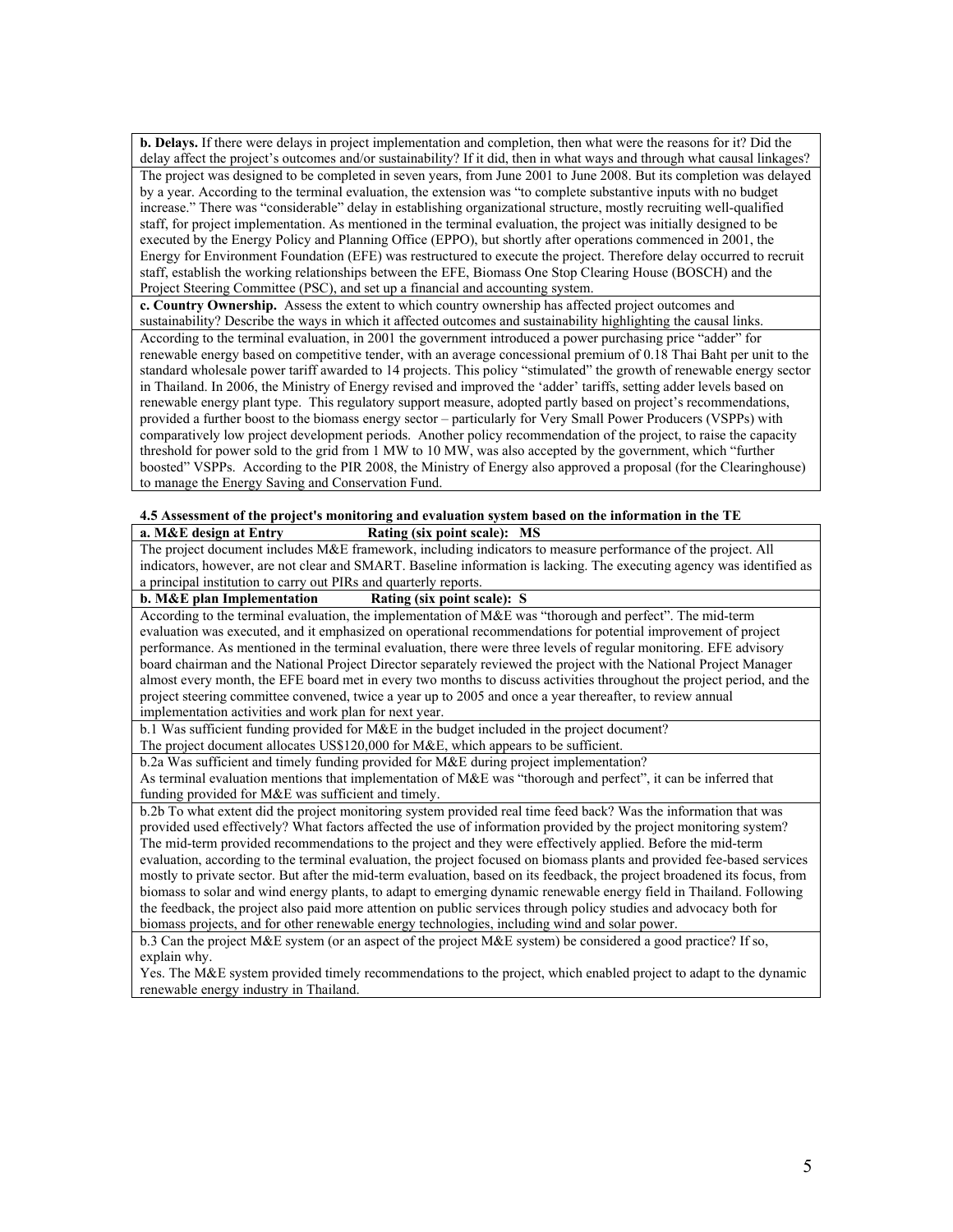**b. Delays.** If there were delays in project implementation and completion, then what were the reasons for it? Did the delay affect the project's outcomes and/or sustainability? If it did, then in what ways and through what causal linkages?

The project was designed to be completed in seven years, from June 2001 to June 2008. But its completion was delayed by a year. According to the terminal evaluation, the extension was "to complete substantive inputs with no budget increase." There was "considerable" delay in establishing organizational structure, mostly recruiting well-qualified staff, for project implementation. As mentioned in the terminal evaluation, the project was initially designed to be executed by the Energy Policy and Planning Office (EPPO), but shortly after operations commenced in 2001, the Energy for Environment Foundation (EFE) was restructured to execute the project. Therefore delay occurred to recruit staff, establish the working relationships between the EFE, Biomass One Stop Clearing House (BOSCH) and the Project Steering Committee (PSC), and set up a financial and accounting system.

**c. Country Ownership.** Assess the extent to which country ownership has affected project outcomes and sustainability? Describe the ways in which it affected outcomes and sustainability highlighting the causal links.

According to the terminal evaluation, in 2001 the government introduced a power purchasing price "adder" for renewable energy based on competitive tender, with an average concessional premium of 0.18 Thai Baht per unit to the standard wholesale power tariff awarded to 14 projects. This policy "stimulated" the growth of renewable energy sector in Thailand. In 2006, the Ministry of Energy revised and improved the 'adder' tariffs, setting adder levels based on renewable energy plant type. This regulatory support measure, adopted partly based on project's recommendations, provided a further boost to the biomass energy sector – particularly for Very Small Power Producers (VSPPs) with comparatively low project development periods. Another policy recommendation of the project, to raise the capacity threshold for power sold to the grid from 1 MW to 10 MW, was also accepted by the government, which "further boosted" VSPPs. According to the PIR 2008, the Ministry of Energy also approved a proposal (for the Clearinghouse) to manage the Energy Saving and Conservation Fund.

**4.5 Assessment of the project's monitoring and evaluation system based on the information in the TE**

**a. M&E design at Entry Rating (six point scale): MS**

The project document includes M&E framework, including indicators to measure performance of the project. All indicators, however, are not clear and SMART. Baseline information is lacking. The executing agency was identified as a principal institution to carry out PIRs and quarterly reports.

**b. M&E plan Implementation Rating (six point scale): S**

According to the terminal evaluation, the implementation of M&E was "thorough and perfect". The mid-term evaluation was executed, and it emphasized on operational recommendations for potential improvement of project performance. As mentioned in the terminal evaluation, there were three levels of regular monitoring. EFE advisory board chairman and the National Project Director separately reviewed the project with the National Project Manager almost every month, the EFE board met in every two months to discuss activities throughout the project period, and the project steering committee convened, twice a year up to 2005 and once a year thereafter, to review annual implementation activities and work plan for next year.

b.1 Was sufficient funding provided for M&E in the budget included in the project document?
The project document allocates US$120,000 for M&E, which appears to be sufficient.

b.2a Was sufficient and timely funding provided for M&E during project implementation?
As terminal evaluation mentions that implementation of M&E was "thorough and perfect", it can be inferred that funding provided for M&E was sufficient and timely.

b.2b To what extent did the project monitoring system provided real time feed back? Was the information that was provided used effectively? What factors affected the use of information provided by the project monitoring system?
The mid-term provided recommendations to the project and they were effectively applied. Before the mid-term evaluation, according to the terminal evaluation, the project focused on biomass plants and provided fee-based services mostly to private sector. But after the mid-term evaluation, based on its feedback, the project broadened its focus, from biomass to solar and wind energy plants, to adapt to emerging dynamic renewable energy field in Thailand. Following the feedback, the project also paid more attention on public services through policy studies and advocacy both for biomass projects, and for other renewable energy technologies, including wind and solar power.

b.3 Can the project M&E system (or an aspect of the project M&E system) be considered a good practice? If so, explain why.
Yes. The M&E system provided timely recommendations to the project, which enabled project to adapt to the dynamic renewable energy industry in Thailand.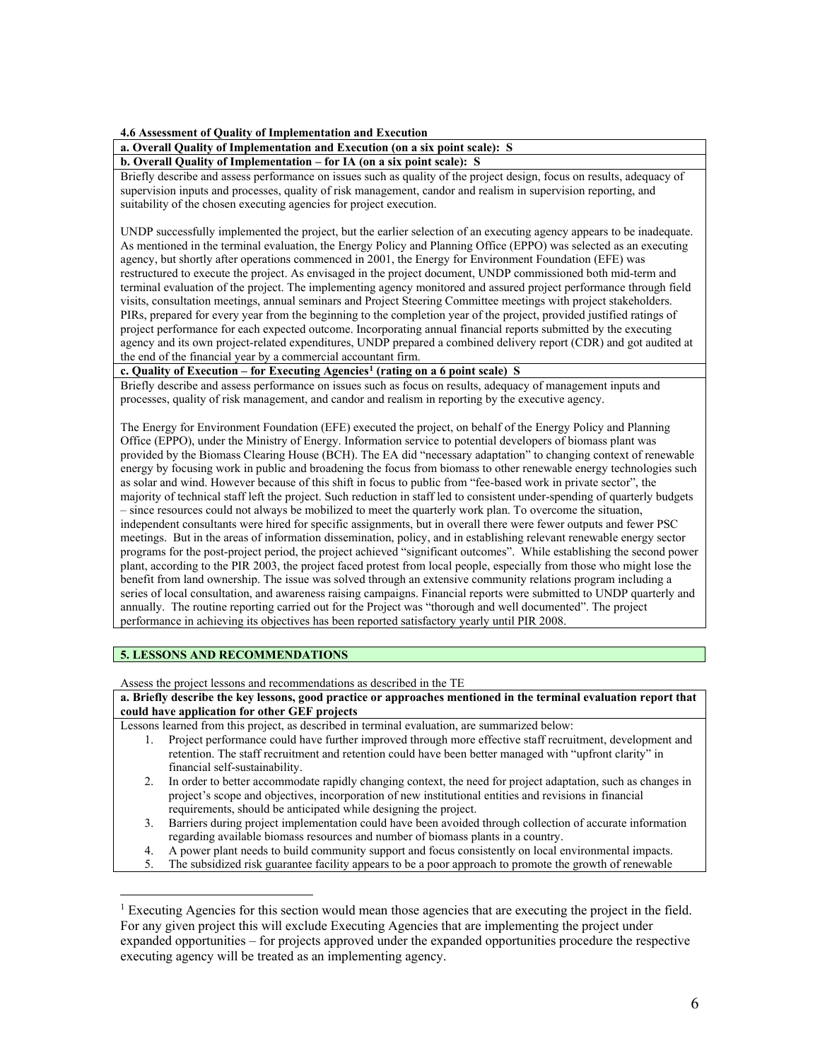**4.6 Assessment of Quality of Implementation and Execution**

**a. Overall Quality of Implementation and Execution (on a six point scale): S**

**b. Overall Quality of Implementation – for IA (on a six point scale): S**

Briefly describe and assess performance on issues such as quality of the project design, focus on results, adequacy of supervision inputs and processes, quality of risk management, candor and realism in supervision reporting, and suitability of the chosen executing agencies for project execution.

UNDP successfully implemented the project, but the earlier selection of an executing agency appears to be inadequate. As mentioned in the terminal evaluation, the Energy Policy and Planning Office (EPPO) was selected as an executing agency, but shortly after operations commenced in 2001, the Energy for Environment Foundation (EFE) was restructured to execute the project. As envisaged in the project document, UNDP commissioned both mid-term and terminal evaluation of the project. The implementing agency monitored and assured project performance through field visits, consultation meetings, annual seminars and Project Steering Committee meetings with project stakeholders. PIRs, prepared for every year from the beginning to the completion year of the project, provided justified ratings of project performance for each expected outcome. Incorporating annual financial reports submitted by the executing agency and its own project-related expenditures, UNDP prepared a combined delivery report (CDR) and got audited at the end of the financial year by a commercial accountant firm.

**c. Quality of Execution – for Executing Agencies[1] (rating on a 6 point scale) S**

Briefly describe and assess performance on issues such as focus on results, adequacy of management inputs and processes, quality of risk management, and candor and realism in reporting by the executive agency.

The Energy for Environment Foundation (EFE) executed the project, on behalf of the Energy Policy and Planning Office (EPPO), under the Ministry of Energy. Information service to potential developers of biomass plant was provided by the Biomass Clearing House (BCH). The EA did "necessary adaptation" to changing context of renewable energy by focusing work in public and broadening the focus from biomass to other renewable energy technologies such as solar and wind. However because of this shift in focus to public from "fee-based work in private sector", the majority of technical staff left the project. Such reduction in staff led to consistent under-spending of quarterly budgets – since resources could not always be mobilized to meet the quarterly work plan. To overcome the situation, independent consultants were hired for specific assignments, but in overall there were fewer outputs and fewer PSC meetings. But in the areas of information dissemination, policy, and in establishing relevant renewable energy sector programs for the post-project period, the project achieved "significant outcomes". While establishing the second power plant, according to the PIR 2003, the project faced protest from local people, especially from those who might lose the benefit from land ownership. The issue was solved through an extensive community relations program including a series of local consultation, and awareness raising campaigns. Financial reports were submitted to UNDP quarterly and annually. The routine reporting carried out for the Project was "thorough and well documented". The project performance in achieving its objectives has been reported satisfactory yearly until PIR 2008.

## 5. LESSONS AND RECOMMENDATIONS

Assess the project lessons and recommendations as described in the TE

**a. Briefly describe the key lessons, good practice or approaches mentioned in the terminal evaluation report that could have application for other GEF projects**

Lessons learned from this project, as described in terminal evaluation, are summarized below:

1. Project performance could have further improved through more effective staff recruitment, development and retention. The staff recruitment and retention could have been better managed with "upfront clarity" in financial self-sustainability.
2. In order to better accommodate rapidly changing context, the need for project adaptation, such as changes in project's scope and objectives, incorporation of new institutional entities and revisions in financial requirements, should be anticipated while designing the project.
3. Barriers during project implementation could have been avoided through collection of accurate information regarding available biomass resources and number of biomass plants in a country.
4. A power plant needs to build community support and focus consistently on local environmental impacts.
5. The subsidized risk guarantee facility appears to be a poor approach to promote the growth of renewable

[1] Executing Agencies for this section would mean those agencies that are executing the project in the field. For any given project this will exclude Executing Agencies that are implementing the project under expanded opportunities – for projects approved under the expanded opportunities procedure the respective executing agency will be treated as an implementing agency.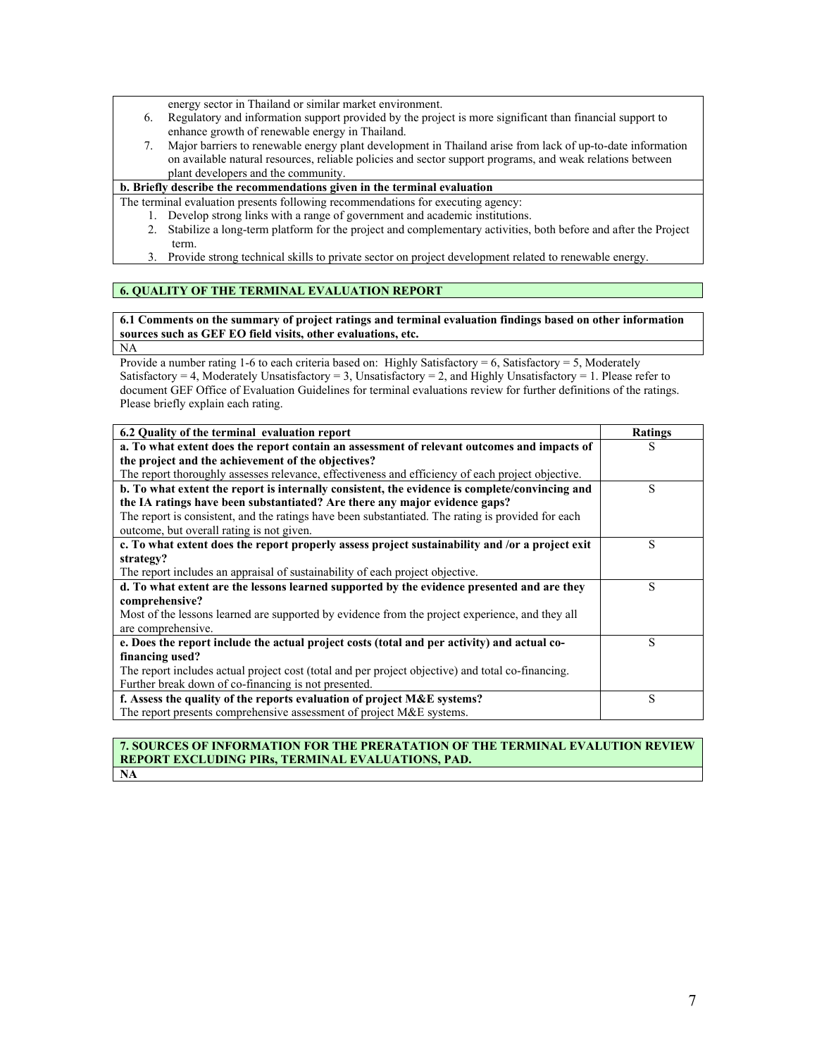energy sector in Thailand or similar market environment.

6. Regulatory and information support provided by the project is more significant than financial support to enhance growth of renewable energy in Thailand.
7. Major barriers to renewable energy plant development in Thailand arise from lack of up-to-date information on available natural resources, reliable policies and sector support programs, and weak relations between plant developers and the community.

**b. Briefly describe the recommendations given in the terminal evaluation**

The terminal evaluation presents following recommendations for executing agency:

1. Develop strong links with a range of government and academic institutions.
2. Stabilize a long-term platform for the project and complementary activities, both before and after the Project term.
3. Provide strong technical skills to private sector on project development related to renewable energy.

## 6. QUALITY OF THE TERMINAL EVALUATION REPORT

**6.1 Comments on the summary of project ratings and terminal evaluation findings based on other information sources such as GEF EO field visits, other evaluations, etc.**

NA

Provide a number rating 1-6 to each criteria based on: Highly Satisfactory = 6, Satisfactory = 5, Moderately Satisfactory = 4, Moderately Unsatisfactory = 3, Unsatisfactory = 2, and Highly Unsatisfactory = 1. Please refer to document GEF Office of Evaluation Guidelines for terminal evaluations review for further definitions of the ratings. Please briefly explain each rating.

| 6.2 Quality of the terminal evaluation report | Ratings |
|---|---|
| **a. To what extent does the report contain an assessment of relevant outcomes and impacts of the project and the achievement of the objectives?** The report thoroughly assesses relevance, effectiveness and efficiency of each project objective. | S |
| **b. To what extent the report is internally consistent, the evidence is complete/convincing and the IA ratings have been substantiated? Are there any major evidence gaps?** The report is consistent, and the ratings have been substantiated. The rating is provided for each outcome, but overall rating is not given. | S |
| **c. To what extent does the report properly assess project sustainability and /or a project exit strategy?** The report includes an appraisal of sustainability of each project objective. | S |
| **d. To what extent are the lessons learned supported by the evidence presented and are they comprehensive?** Most of the lessons learned are supported by evidence from the project experience, and they all are comprehensive. | S |
| **e. Does the report include the actual project costs (total and per activity) and actual co-financing used?** The report includes actual project cost (total and per project objective) and total co-financing. Further break down of co-financing is not presented. | S |
| **f. Assess the quality of the reports evaluation of project M&E systems?** The report presents comprehensive assessment of project M&E systems. | S |

## 7. SOURCES OF INFORMATION FOR THE PRERATATION OF THE TERMINAL EVALUTION REVIEW REPORT EXCLUDING PIRs, TERMINAL EVALUATIONS, PAD.

**NA**